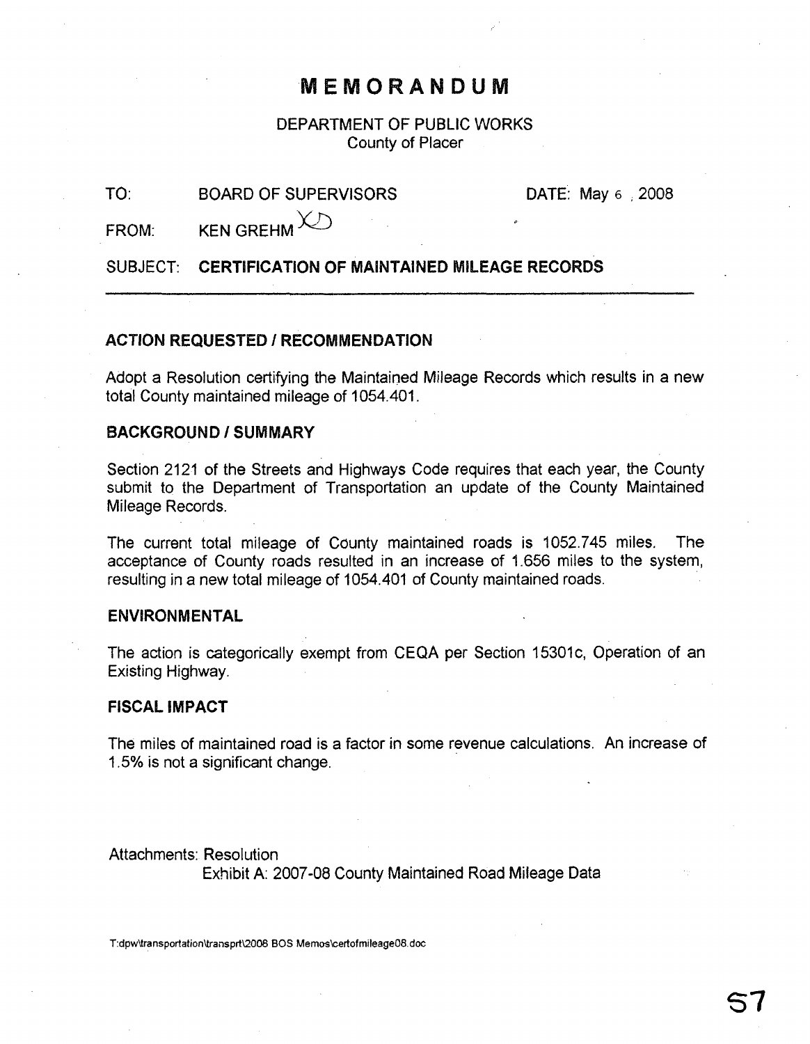# MEMORANDUM

DEPARTMENT OF PUBLIC WORKS
County of Placer

TO: BOARD OF SUPERVISORS DATE: May 6, 2008

FROM: KEN GREHM

SUBJECT: **CERTIFICATION OF MAINTAINED MILEAGE RECORDS**

---

### ACTION REQUESTED / RECOMMENDATION

Adopt a Resolution certifying the Maintained Mileage Records which results in a new total County maintained mileage of 1054.401.

### BACKGROUND / SUMMARY

Section 2121 of the Streets and Highways Code requires that each year, the County submit to the Department of Transportation an update of the County Maintained Mileage Records.

The current total mileage of County maintained roads is 1052.745 miles. The acceptance of County roads resulted in an increase of 1.656 miles to the system, resulting in a new total mileage of 1054.401 of County maintained roads.

### ENVIRONMENTAL

The action is categorically exempt from CEQA per Section 15301c, Operation of an Existing Highway.

### FISCAL IMPACT

The miles of maintained road is a factor in some revenue calculations. An increase of 1.5% is not a significant change.

Attachments: Resolution
Exhibit A: 2007-08 County Maintained Road Mileage Data

T:dpw\transportation\transprt\2008 BOS Memos\certofmileage08.doc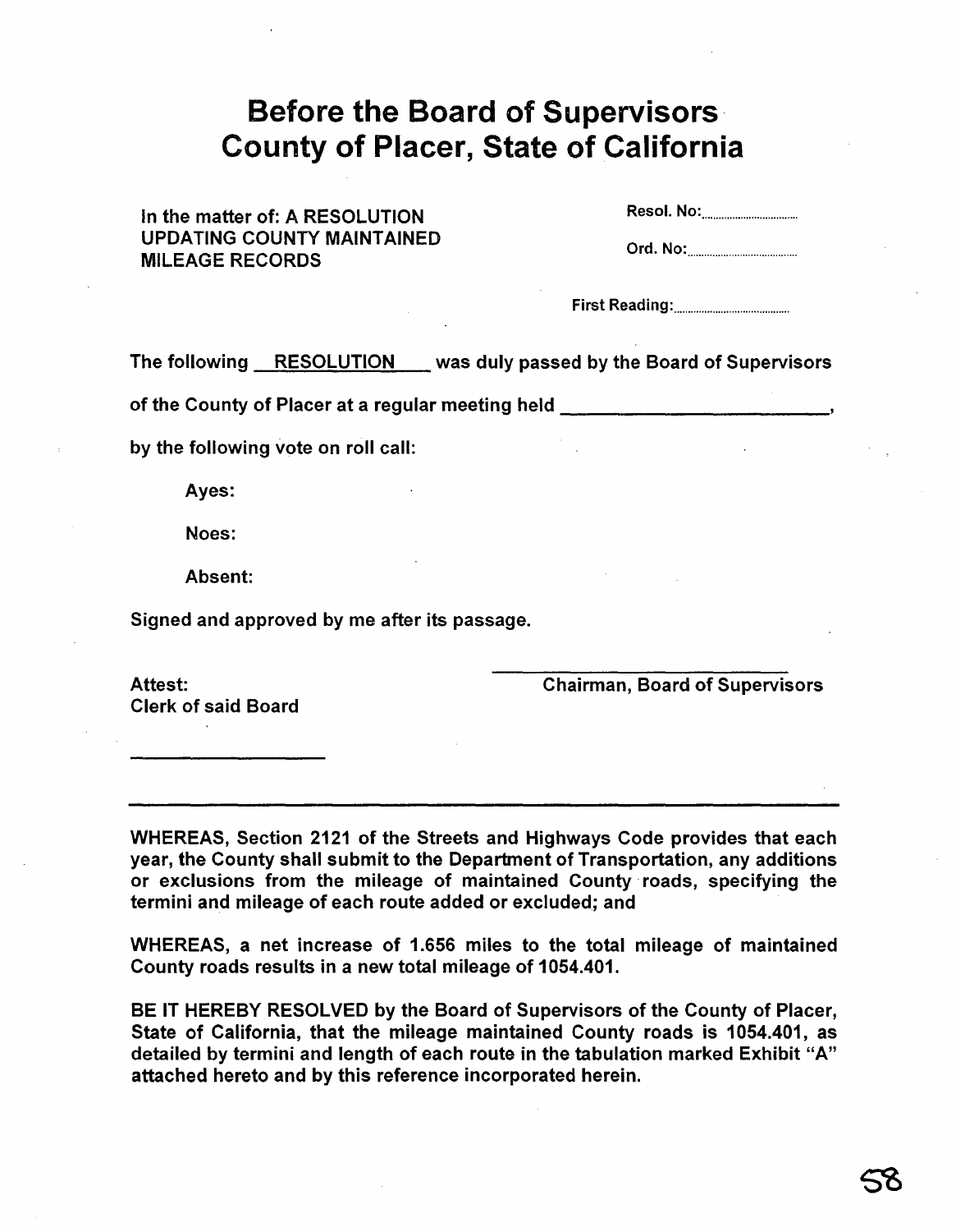# Before the Board of Supervisors
# County of Placer, State of California

In the matter of: A RESOLUTION UPDATING COUNTY MAINTAINED MILEAGE RECORDS

Resol. No:..............................

Ord. No:..............................

First Reading:..............................

The following __RESOLUTION__ was duly passed by the Board of Supervisors of the County of Placer at a regular meeting held ____________________,

by the following vote on roll call:

Ayes:

Noes:

Absent:

Signed and approved by me after its passage.

____________________
Chairman, Board of Supervisors

Attest:
Clerk of said Board

____________________

---

WHEREAS, Section 2121 of the Streets and Highways Code provides that each year, the County shall submit to the Department of Transportation, any additions or exclusions from the mileage of maintained County roads, specifying the termini and mileage of each route added or excluded; and

WHEREAS, a net increase of 1.656 miles to the total mileage of maintained County roads results in a new total mileage of 1054.401.

BE IT HEREBY RESOLVED by the Board of Supervisors of the County of Placer, State of California, that the mileage maintained County roads is 1054.401, as detailed by termini and length of each route in the tabulation marked Exhibit "A" attached hereto and by this reference incorporated herein.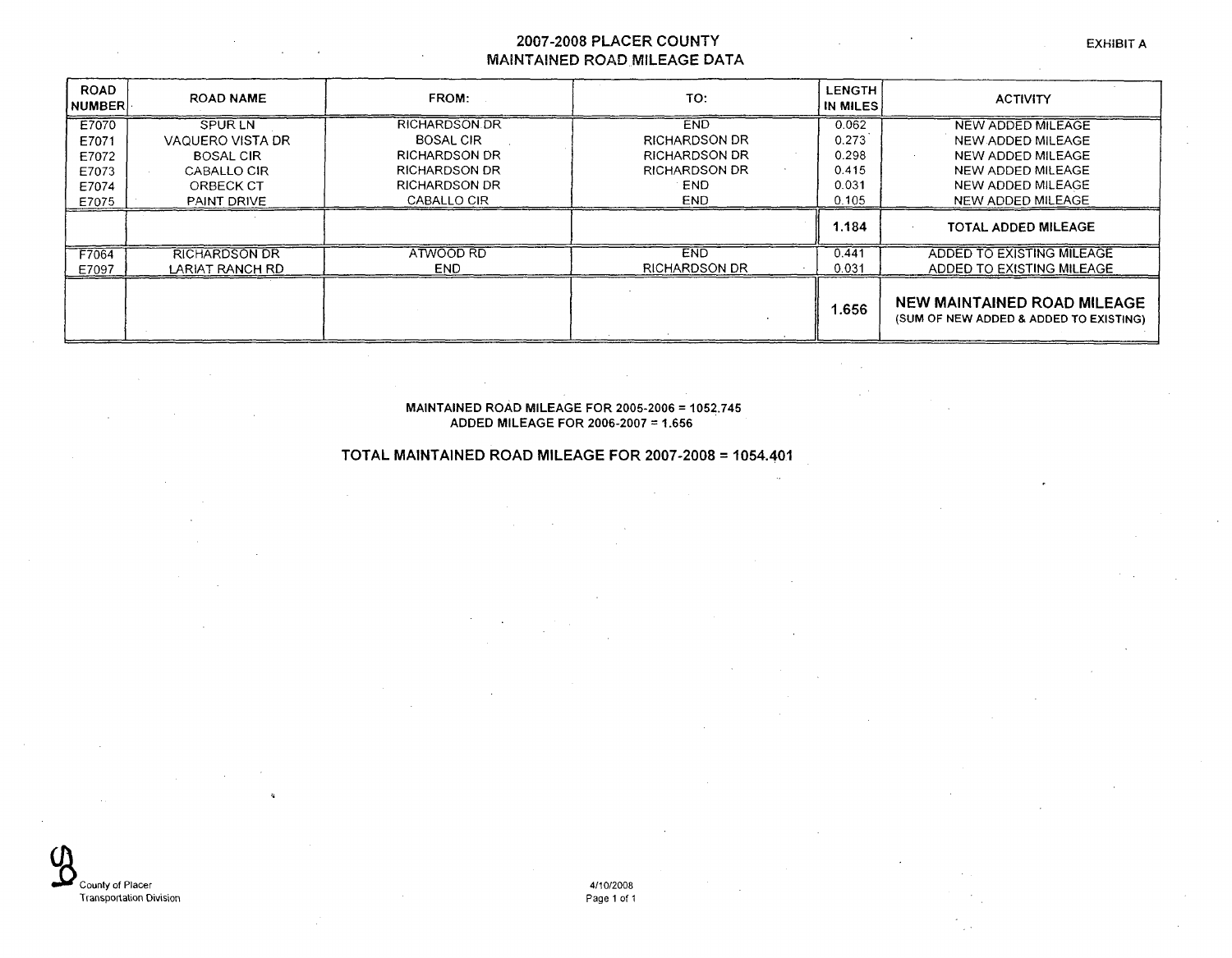EXHIBIT A

# 2007-2008 PLACER COUNTY
## MAINTAINED ROAD MILEAGE DATA

| ROAD NUMBER | ROAD NAME | FROM: | TO: | LENGTH IN MILES | ACTIVITY |
|---|---|---|---|---|---|
| E7070 | SPUR LN | RICHARDSON DR | END | 0.062 | NEW ADDED MILEAGE |
| E7071 | VAQUERO VISTA DR | BOSAL CIR | RICHARDSON DR | 0.273 | NEW ADDED MILEAGE |
| E7072 | BOSAL CIR | RICHARDSON DR | RICHARDSON DR | 0.298 | NEW ADDED MILEAGE |
| E7073 | CABALLO CIR | RICHARDSON DR | RICHARDSON DR | 0.415 | NEW ADDED MILEAGE |
| E7074 | ORBECK CT | RICHARDSON DR | END | 0.031 | NEW ADDED MILEAGE |
| E7075 | PAINT DRIVE | CABALLO CIR | END | 0.105 | NEW ADDED MILEAGE |
| | | | | **1.184** | **TOTAL ADDED MILEAGE** |
| F7064 | RICHARDSON DR | ATWOOD RD | END | 0.441 | ADDED TO EXISTING MILEAGE |
| E7097 | LARIAT RANCH RD | END | RICHARDSON DR | 0.031 | ADDED TO EXISTING MILEAGE |
| | | | | **1.656** | **NEW MAINTAINED ROAD MILEAGE** (SUM OF NEW ADDED & ADDED TO EXISTING) |

**MAINTAINED ROAD MILEAGE FOR 2005-2006 = 1052.745**
**ADDED MILEAGE FOR 2006-2007 = 1.656**

**TOTAL MAINTAINED ROAD MILEAGE FOR 2007-2008 = 1054.401**

County of Placer
Transportation Division

4/10/2008